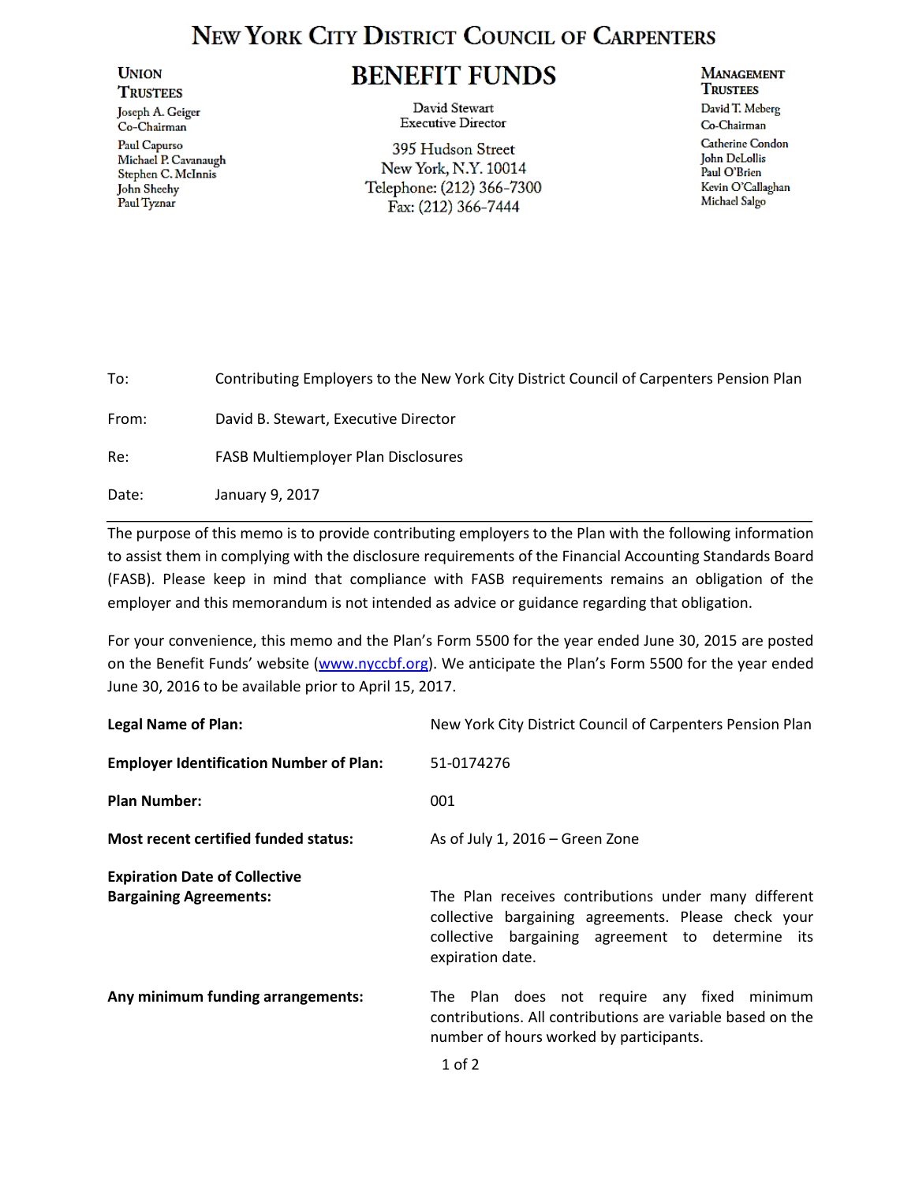# New York City District Council of Carpenters

## Benefit Funds

**Union Trustees**
Joseph A. Geiger
Co-Chairman
Paul Capurso
Michael P. Cavanaugh
Stephen C. McInnis
John Sheehy
Paul Tyznar

David Stewart
Executive Director

395 Hudson Street
New York, N.Y. 10014
Telephone: (212) 366-7300
Fax: (212) 366-7444

**Management Trustees**
David T. Meberg
Co-Chairman
Catherine Condon
John DeLollis
Paul O'Brien
Kevin O'Callaghan
Michael Salgo

| | |
|---|---|
| To: | Contributing Employers to the New York City District Council of Carpenters Pension Plan |
| From: | David B. Stewart, Executive Director |
| Re: | FASB Multiemployer Plan Disclosures |
| Date: | January 9, 2017 |

---

The purpose of this memo is to provide contributing employers to the Plan with the following information to assist them in complying with the disclosure requirements of the Financial Accounting Standards Board (FASB). Please keep in mind that compliance with FASB requirements remains an obligation of the employer and this memorandum is not intended as advice or guidance regarding that obligation.

For your convenience, this memo and the Plan's Form 5500 for the year ended June 30, 2015 are posted on the Benefit Funds' website (www.nyccbf.org). We anticipate the Plan's Form 5500 for the year ended June 30, 2016 to be available prior to April 15, 2017.

| | |
|---|---|
| **Legal Name of Plan:** | New York City District Council of Carpenters Pension Plan |
| **Employer Identification Number of Plan:** | 51-0174276 |
| **Plan Number:** | 001 |
| **Most recent certified funded status:** | As of July 1, 2016 – Green Zone |
| **Expiration Date of Collective Bargaining Agreements:** | The Plan receives contributions under many different collective bargaining agreements. Please check your collective bargaining agreement to determine its expiration date. |
| **Any minimum funding arrangements:** | The Plan does not require any fixed minimum contributions. All contributions are variable based on the number of hours worked by participants. |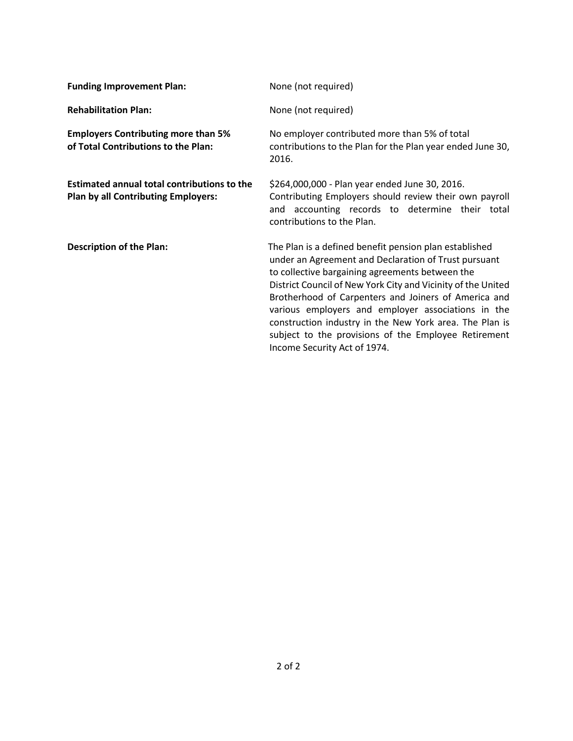**Funding Improvement Plan:** None (not required)

**Rehabilitation Plan:** None (not required)

**Employers Contributing more than 5% of Total Contributions to the Plan:** No employer contributed more than 5% of total contributions to the Plan for the Plan year ended June 30, 2016.

**Estimated annual total contributions to the Plan by all Contributing Employers:** $264,000,000 - Plan year ended June 30, 2016. Contributing Employers should review their own payroll and accounting records to determine their total contributions to the Plan.

**Description of the Plan:** The Plan is a defined benefit pension plan established under an Agreement and Declaration of Trust pursuant to collective bargaining agreements between the District Council of New York City and Vicinity of the United Brotherhood of Carpenters and Joiners of America and various employers and employer associations in the construction industry in the New York area. The Plan is subject to the provisions of the Employee Retirement Income Security Act of 1974.